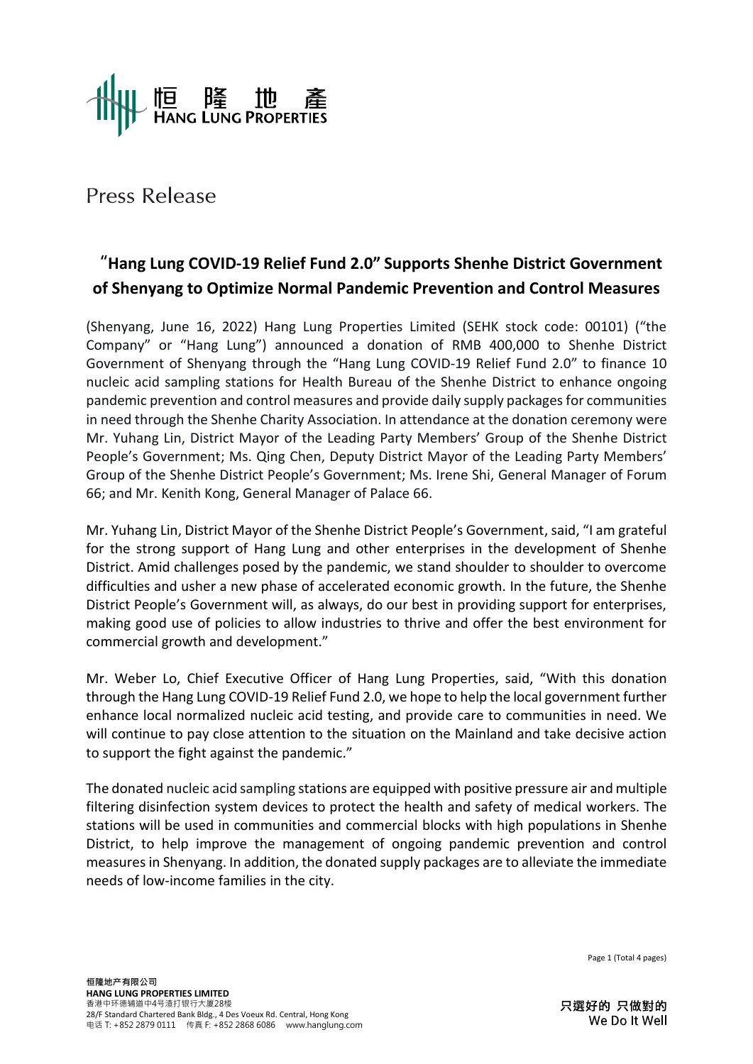Press Release

# "Hang Lung COVID-19 Relief Fund 2.0" Supports Shenhe District Government of Shenyang to Optimize Normal Pandemic Prevention and Control Measures

(Shenyang, June 16, 2022) Hang Lung Properties Limited (SEHK stock code: 00101) ("the Company" or "Hang Lung") announced a donation of RMB 400,000 to Shenhe District Government of Shenyang through the "Hang Lung COVID-19 Relief Fund 2.0" to finance 10 nucleic acid sampling stations for Health Bureau of the Shenhe District to enhance ongoing pandemic prevention and control measures and provide daily supply packages for communities in need through the Shenhe Charity Association. In attendance at the donation ceremony were Mr. Yuhang Lin, District Mayor of the Leading Party Members' Group of the Shenhe District People's Government; Ms. Qing Chen, Deputy District Mayor of the Leading Party Members' Group of the Shenhe District People's Government; Ms. Irene Shi, General Manager of Forum 66; and Mr. Kenith Kong, General Manager of Palace 66.

Mr. Yuhang Lin, District Mayor of the Shenhe District People's Government, said, "I am grateful for the strong support of Hang Lung and other enterprises in the development of Shenhe District. Amid challenges posed by the pandemic, we stand shoulder to shoulder to overcome difficulties and usher a new phase of accelerated economic growth. In the future, the Shenhe District People's Government will, as always, do our best in providing support for enterprises, making good use of policies to allow industries to thrive and offer the best environment for commercial growth and development."

Mr. Weber Lo, Chief Executive Officer of Hang Lung Properties, said, "With this donation through the Hang Lung COVID-19 Relief Fund 2.0, we hope to help the local government further enhance local normalized nucleic acid testing, and provide care to communities in need. We will continue to pay close attention to the situation on the Mainland and take decisive action to support the fight against the pandemic."

The donated nucleic acid sampling stations are equipped with positive pressure air and multiple filtering disinfection system devices to protect the health and safety of medical workers. The stations will be used in communities and commercial blocks with high populations in Shenhe District, to help improve the management of ongoing pandemic prevention and control measures in Shenyang. In addition, the donated supply packages are to alleviate the immediate needs of low-income families in the city.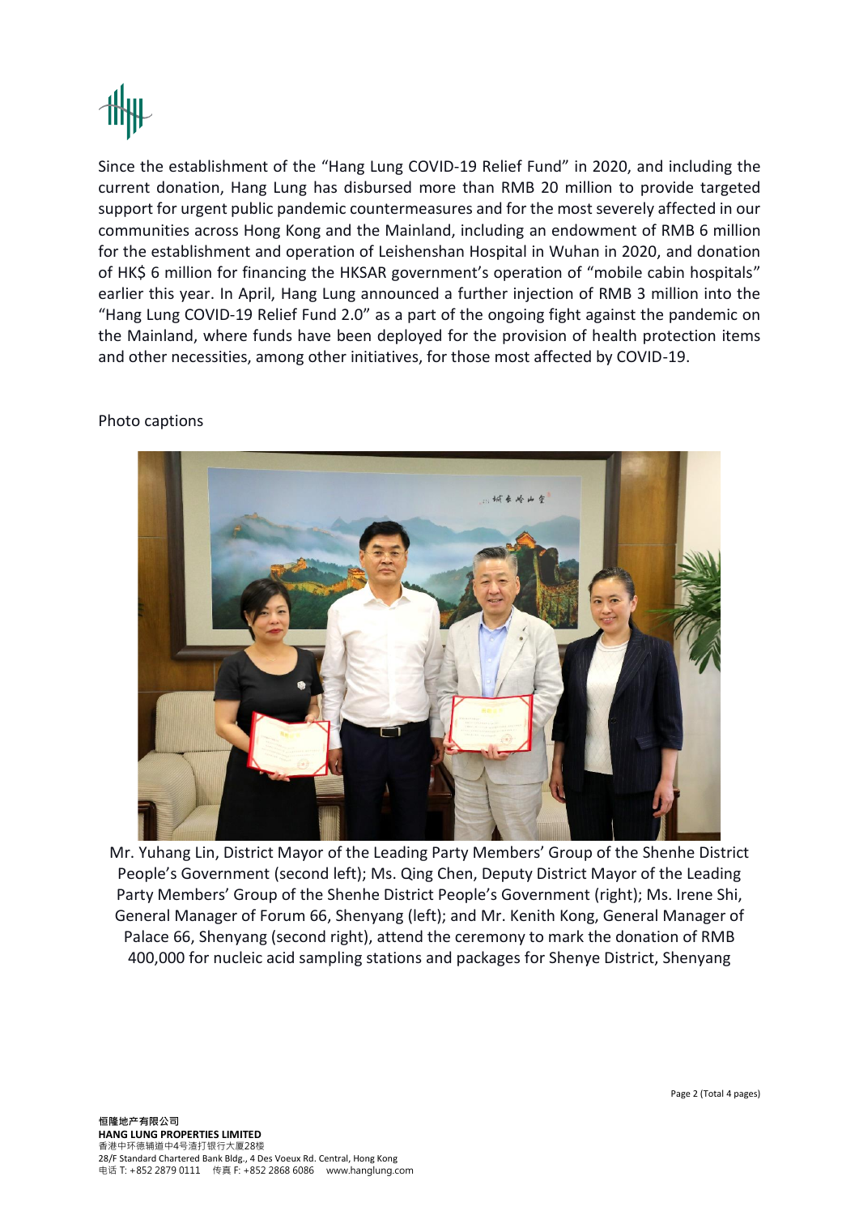Since the establishment of the "Hang Lung COVID-19 Relief Fund" in 2020, and including the current donation, Hang Lung has disbursed more than RMB 20 million to provide targeted support for urgent public pandemic countermeasures and for the most severely affected in our communities across Hong Kong and the Mainland, including an endowment of RMB 6 million for the establishment and operation of Leishenshan Hospital in Wuhan in 2020, and donation of HK$ 6 million for financing the HKSAR government's operation of "mobile cabin hospitals" earlier this year. In April, Hang Lung announced a further injection of RMB 3 million into the "Hang Lung COVID-19 Relief Fund 2.0" as a part of the ongoing fight against the pandemic on the Mainland, where funds have been deployed for the provision of health protection items and other necessities, among other initiatives, for those most affected by COVID-19.

Photo captions

Mr. Yuhang Lin, District Mayor of the Leading Party Members' Group of the Shenhe District People's Government (second left); Ms. Qing Chen, Deputy District Mayor of the Leading Party Members' Group of the Shenhe District People's Government (right); Ms. Irene Shi, General Manager of Forum 66, Shenyang (left); and Mr. Kenith Kong, General Manager of Palace 66, Shenyang (second right), attend the ceremony to mark the donation of RMB 400,000 for nucleic acid sampling stations and packages for Shenye District, Shenyang

恒隆地产有限公司
**HANG LUNG PROPERTIES LIMITED**
香港中环德辅道中4号渣打银行大厦28楼
28/F Standard Chartered Bank Bldg., 4 Des Voeux Rd. Central, Hong Kong
电话 T: +852 2879 0111 传真 F: +852 2868 6086 www.hanglung.com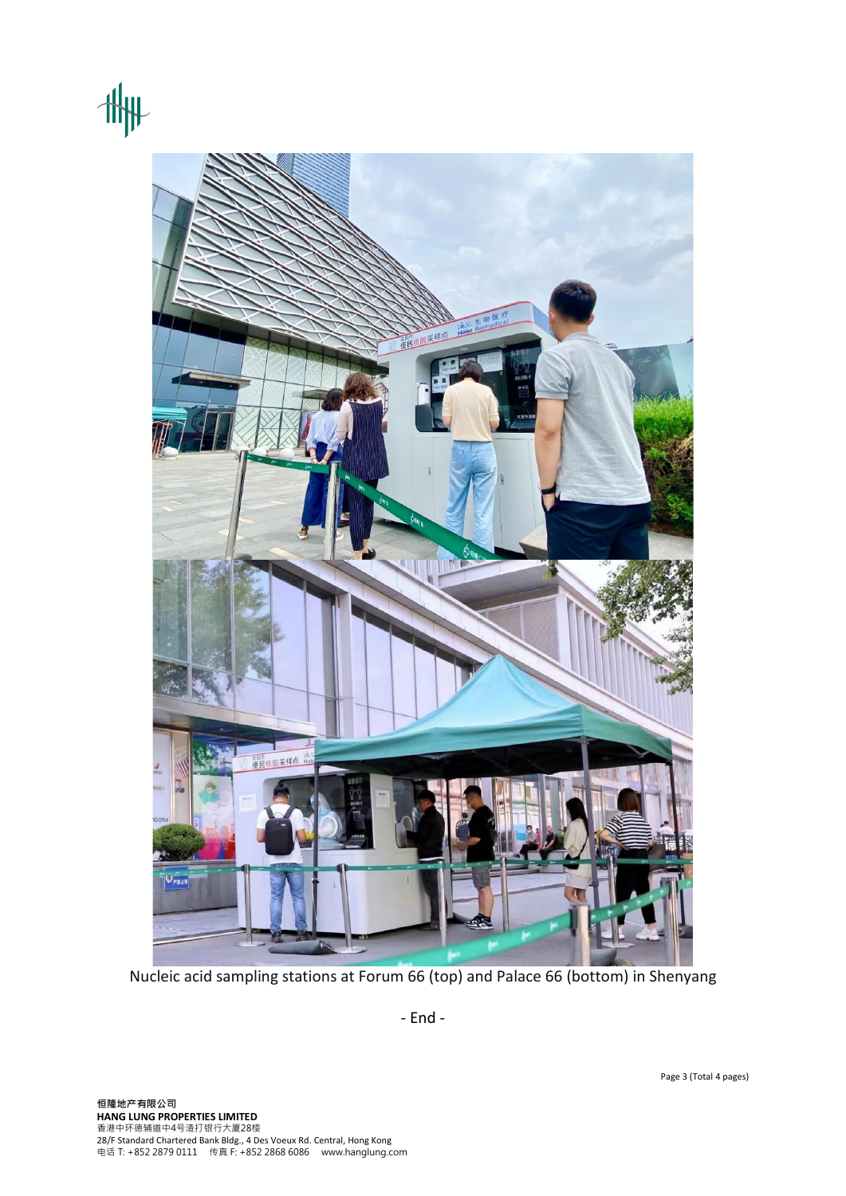Nucleic acid sampling stations at Forum 66 (top) and Palace 66 (bottom) in Shenyang

- End -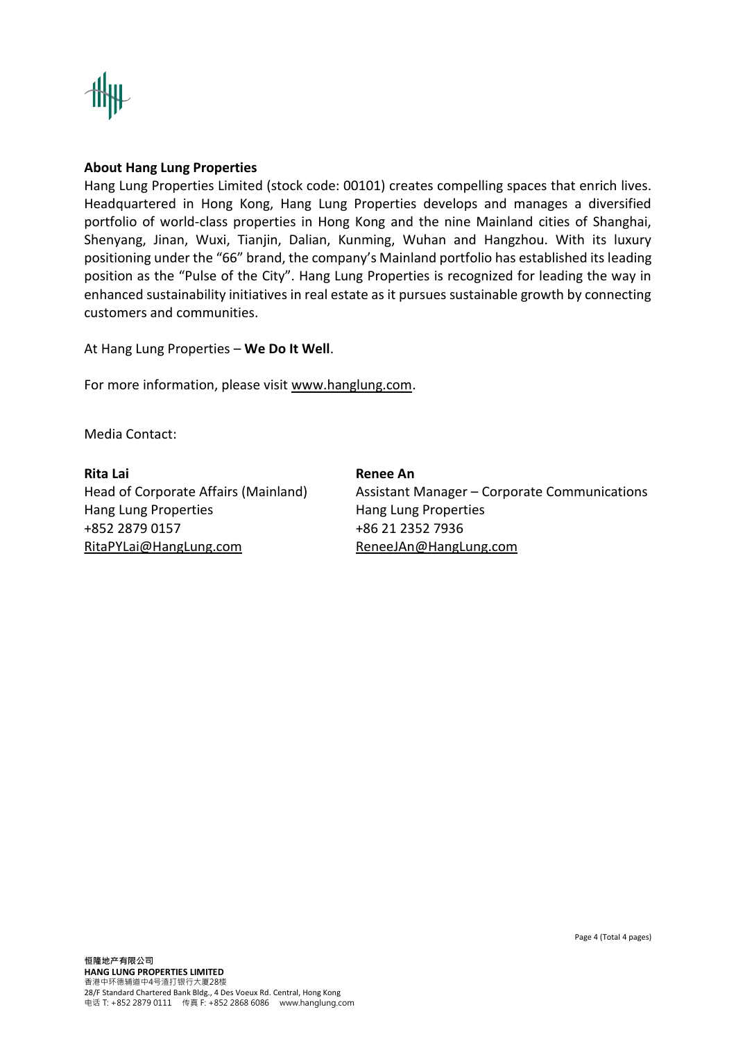**About Hang Lung Properties**

Hang Lung Properties Limited (stock code: 00101) creates compelling spaces that enrich lives. Headquartered in Hong Kong, Hang Lung Properties develops and manages a diversified portfolio of world-class properties in Hong Kong and the nine Mainland cities of Shanghai, Shenyang, Jinan, Wuxi, Tianjin, Dalian, Kunming, Wuhan and Hangzhou. With its luxury positioning under the "66" brand, the company's Mainland portfolio has established its leading position as the "Pulse of the City". Hang Lung Properties is recognized for leading the way in enhanced sustainability initiatives in real estate as it pursues sustainable growth by connecting customers and communities.

At Hang Lung Properties – **We Do It Well**.

For more information, please visit www.hanglung.com.

Media Contact:

**Rita Lai**
Head of Corporate Affairs (Mainland)
Hang Lung Properties
+852 2879 0157
RitaPYLai@HangLung.com

**Renee An**
Assistant Manager – Corporate Communications
Hang Lung Properties
+86 21 2352 7936
ReneeJAn@HangLung.com

**恒隆地产有限公司**
**HANG LUNG PROPERTIES LIMITED**
香港中环德辅道中4号渣打银行大厦28楼
28/F Standard Chartered Bank Bldg., 4 Des Voeux Rd. Central, Hong Kong
电话 T: +852 2879 0111 传真 F: +852 2868 6086 www.hanglung.com